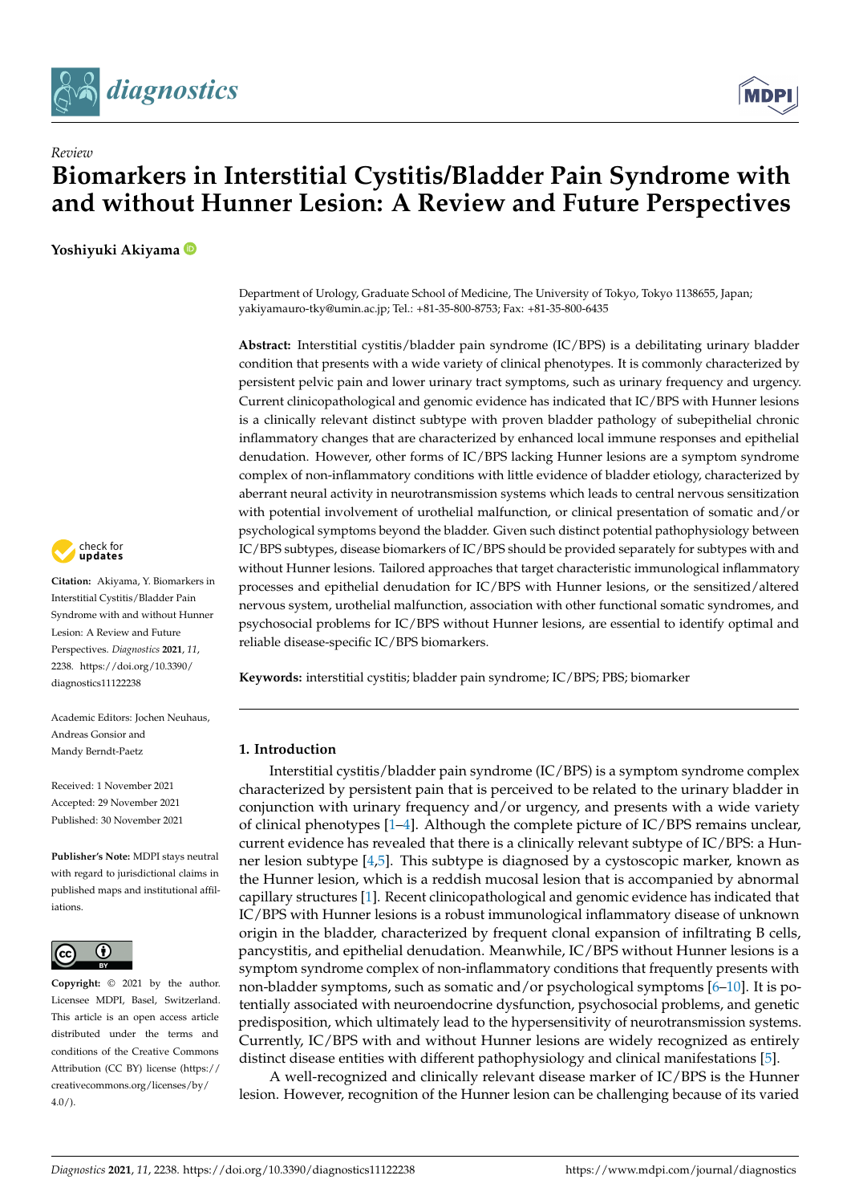*Review*

# Biomarkers in Interstitial Cystitis/Bladder Pain Syndrome with and without Hunner Lesion: A Review and Future Perspectives

**Yoshiyuki Akiyama**

Department of Urology, Graduate School of Medicine, The University of Tokyo, Tokyo 1138655, Japan; yakiyamauro-tky@umin.ac.jp; Tel.: +81-35-800-8753; Fax: +81-35-800-6435

**Abstract:** Interstitial cystitis/bladder pain syndrome (IC/BPS) is a debilitating urinary bladder condition that presents with a wide variety of clinical phenotypes. It is commonly characterized by persistent pelvic pain and lower urinary tract symptoms, such as urinary frequency and urgency. Current clinicopathological and genomic evidence has indicated that IC/BPS with Hunner lesions is a clinically relevant distinct subtype with proven bladder pathology of subepithelial chronic inflammatory changes that are characterized by enhanced local immune responses and epithelial denudation. However, other forms of IC/BPS lacking Hunner lesions are a symptom syndrome complex of non-inflammatory conditions with little evidence of bladder etiology, characterized by aberrant neural activity in neurotransmission systems which leads to central nervous sensitization with potential involvement of urothelial malfunction, or clinical presentation of somatic and/or psychological symptoms beyond the bladder. Given such distinct potential pathophysiology between IC/BPS subtypes, disease biomarkers of IC/BPS should be provided separately for subtypes with and without Hunner lesions. Tailored approaches that target characteristic immunological inflammatory processes and epithelial denudation for IC/BPS with Hunner lesions, or the sensitized/altered nervous system, urothelial malfunction, association with other functional somatic syndromes, and psychosocial problems for IC/BPS without Hunner lesions, are essential to identify optimal and reliable disease-specific IC/BPS biomarkers.

**Keywords:** interstitial cystitis; bladder pain syndrome; IC/BPS; PBS; biomarker

**Citation:** Akiyama, Y. Biomarkers in Interstitial Cystitis/Bladder Pain Syndrome with and without Hunner Lesion: A Review and Future Perspectives. *Diagnostics* **2021**, *11*, 2238. https://doi.org/10.3390/diagnostics11122238

Academic Editors: Jochen Neuhaus, Andreas Gonsior and Mandy Berndt-Paetz

Received: 1 November 2021
Accepted: 29 November 2021
Published: 30 November 2021

**Publisher's Note:** MDPI stays neutral with regard to jurisdictional claims in published maps and institutional affiliations.

**Copyright:** © 2021 by the author. Licensee MDPI, Basel, Switzerland. This article is an open access article distributed under the terms and conditions of the Creative Commons Attribution (CC BY) license (https://creativecommons.org/licenses/by/4.0/).

## 1. Introduction

Interstitial cystitis/bladder pain syndrome (IC/BPS) is a symptom syndrome complex characterized by persistent pain that is perceived to be related to the urinary bladder in conjunction with urinary frequency and/or urgency, and presents with a wide variety of clinical phenotypes [1–4]. Although the complete picture of IC/BPS remains unclear, current evidence has revealed that there is a clinically relevant subtype of IC/BPS: a Hunner lesion subtype [4,5]. This subtype is diagnosed by a cystoscopic marker, known as the Hunner lesion, which is a reddish mucosal lesion that is accompanied by abnormal capillary structures [1]. Recent clinicopathological and genomic evidence has indicated that IC/BPS with Hunner lesions is a robust immunological inflammatory disease of unknown origin in the bladder, characterized by frequent clonal expansion of infiltrating B cells, pancystitis, and epithelial denudation. Meanwhile, IC/BPS without Hunner lesions is a symptom syndrome complex of non-inflammatory conditions that frequently presents with non-bladder symptoms, such as somatic and/or psychological symptoms [6–10]. It is potentially associated with neuroendocrine dysfunction, psychosocial problems, and genetic predisposition, which ultimately lead to the hypersensitivity of neurotransmission systems. Currently, IC/BPS with and without Hunner lesions are widely recognized as entirely distinct disease entities with different pathophysiology and clinical manifestations [5].

A well-recognized and clinically relevant disease marker of IC/BPS is the Hunner lesion. However, recognition of the Hunner lesion can be challenging because of its varied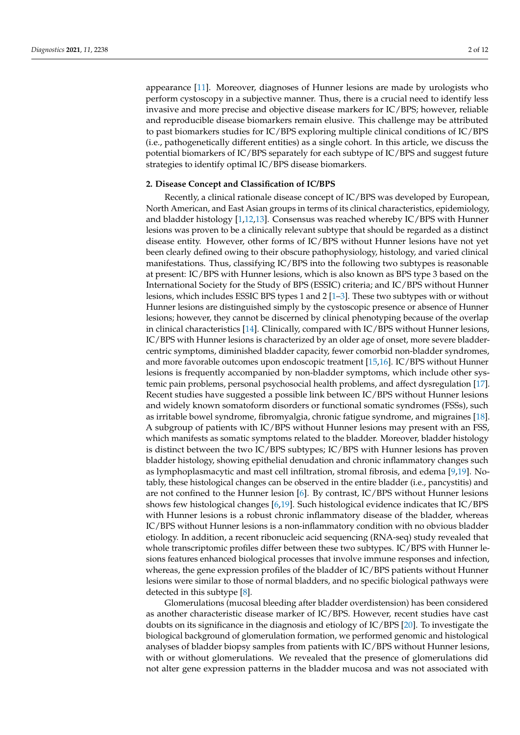appearance [11]. Moreover, diagnoses of Hunner lesions are made by urologists who perform cystoscopy in a subjective manner. Thus, there is a crucial need to identify less invasive and more precise and objective disease markers for IC/BPS; however, reliable and reproducible disease biomarkers remain elusive. This challenge may be attributed to past biomarkers studies for IC/BPS exploring multiple clinical conditions of IC/BPS (i.e., pathogenetically different entities) as a single cohort. In this article, we discuss the potential biomarkers of IC/BPS separately for each subtype of IC/BPS and suggest future strategies to identify optimal IC/BPS disease biomarkers.

## 2. Disease Concept and Classification of IC/BPS

Recently, a clinical rationale disease concept of IC/BPS was developed by European, North American, and East Asian groups in terms of its clinical characteristics, epidemiology, and bladder histology [1,12,13]. Consensus was reached whereby IC/BPS with Hunner lesions was proven to be a clinically relevant subtype that should be regarded as a distinct disease entity. However, other forms of IC/BPS without Hunner lesions have not yet been clearly defined owing to their obscure pathophysiology, histology, and varied clinical manifestations. Thus, classifying IC/BPS into the following two subtypes is reasonable at present: IC/BPS with Hunner lesions, which is also known as BPS type 3 based on the International Society for the Study of BPS (ESSIC) criteria; and IC/BPS without Hunner lesions, which includes ESSIC BPS types 1 and 2 [1–3]. These two subtypes with or without Hunner lesions are distinguished simply by the cystoscopic presence or absence of Hunner lesions; however, they cannot be discerned by clinical phenotyping because of the overlap in clinical characteristics [14]. Clinically, compared with IC/BPS without Hunner lesions, IC/BPS with Hunner lesions is characterized by an older age of onset, more severe bladder-centric symptoms, diminished bladder capacity, fewer comorbid non-bladder syndromes, and more favorable outcomes upon endoscopic treatment [15,16]. IC/BPS without Hunner lesions is frequently accompanied by non-bladder symptoms, which include other systemic pain problems, personal psychosocial health problems, and affect dysregulation [17]. Recent studies have suggested a possible link between IC/BPS without Hunner lesions and widely known somatoform disorders or functional somatic syndromes (FSSs), such as irritable bowel syndrome, fibromyalgia, chronic fatigue syndrome, and migraines [18]. A subgroup of patients with IC/BPS without Hunner lesions may present with an FSS, which manifests as somatic symptoms related to the bladder. Moreover, bladder histology is distinct between the two IC/BPS subtypes; IC/BPS with Hunner lesions has proven bladder histology, showing epithelial denudation and chronic inflammatory changes such as lymphoplasmacytic and mast cell infiltration, stromal fibrosis, and edema [9,19]. Notably, these histological changes can be observed in the entire bladder (i.e., pancystitis) and are not confined to the Hunner lesion [6]. By contrast, IC/BPS without Hunner lesions shows few histological changes [6,19]. Such histological evidence indicates that IC/BPS with Hunner lesions is a robust chronic inflammatory disease of the bladder, whereas IC/BPS without Hunner lesions is a non-inflammatory condition with no obvious bladder etiology. In addition, a recent ribonucleic acid sequencing (RNA-seq) study revealed that whole transcriptomic profiles differ between these two subtypes. IC/BPS with Hunner lesions features enhanced biological processes that involve immune responses and infection, whereas, the gene expression profiles of the bladder of IC/BPS patients without Hunner lesions were similar to those of normal bladders, and no specific biological pathways were detected in this subtype [8].

Glomerulations (mucosal bleeding after bladder overdistension) has been considered as another characteristic disease marker of IC/BPS. However, recent studies have cast doubts on its significance in the diagnosis and etiology of IC/BPS [20]. To investigate the biological background of glomerulation formation, we performed genomic and histological analyses of bladder biopsy samples from patients with IC/BPS without Hunner lesions, with or without glomerulations. We revealed that the presence of glomerulations did not alter gene expression patterns in the bladder mucosa and was not associated with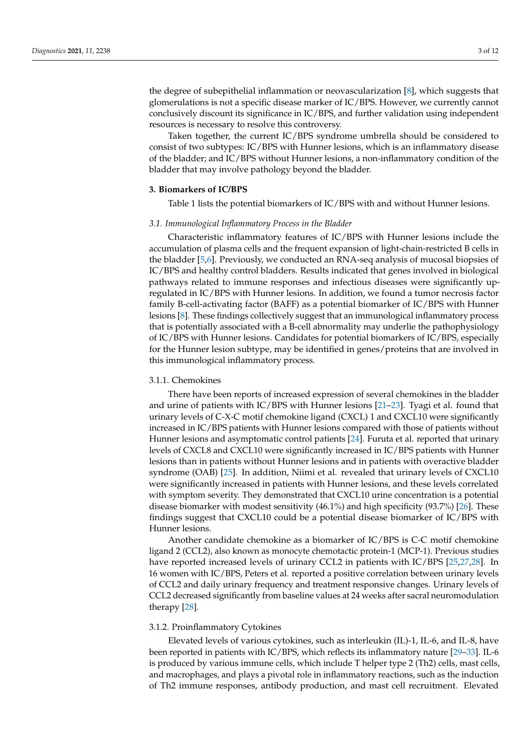the degree of subepithelial inflammation or neovascularization [8], which suggests that glomerulations is not a specific disease marker of IC/BPS. However, we currently cannot conclusively discount its significance in IC/BPS, and further validation using independent resources is necessary to resolve this controversy.

Taken together, the current IC/BPS syndrome umbrella should be considered to consist of two subtypes: IC/BPS with Hunner lesions, which is an inflammatory disease of the bladder; and IC/BPS without Hunner lesions, a non-inflammatory condition of the bladder that may involve pathology beyond the bladder.

## 3. Biomarkers of IC/BPS

Table 1 lists the potential biomarkers of IC/BPS with and without Hunner lesions.

### *3.1. Immunological Inflammatory Process in the Bladder*

Characteristic inflammatory features of IC/BPS with Hunner lesions include the accumulation of plasma cells and the frequent expansion of light-chain-restricted B cells in the bladder [5,6]. Previously, we conducted an RNA-seq analysis of mucosal biopsies of IC/BPS and healthy control bladders. Results indicated that genes involved in biological pathways related to immune responses and infectious diseases were significantly up-regulated in IC/BPS with Hunner lesions. In addition, we found a tumor necrosis factor family B-cell-activating factor (BAFF) as a potential biomarker of IC/BPS with Hunner lesions [8]. These findings collectively suggest that an immunological inflammatory process that is potentially associated with a B-cell abnormality may underlie the pathophysiology of IC/BPS with Hunner lesions. Candidates for potential biomarkers of IC/BPS, especially for the Hunner lesion subtype, may be identified in genes/proteins that are involved in this immunological inflammatory process.

#### 3.1.1. Chemokines

There have been reports of increased expression of several chemokines in the bladder and urine of patients with IC/BPS with Hunner lesions [21–23]. Tyagi et al. found that urinary levels of C-X-C motif chemokine ligand (CXCL) 1 and CXCL10 were significantly increased in IC/BPS patients with Hunner lesions compared with those of patients without Hunner lesions and asymptomatic control patients [24]. Furuta et al. reported that urinary levels of CXCL8 and CXCL10 were significantly increased in IC/BPS patients with Hunner lesions than in patients without Hunner lesions and in patients with overactive bladder syndrome (OAB) [25]. In addition, Niimi et al. revealed that urinary levels of CXCL10 were significantly increased in patients with Hunner lesions, and these levels correlated with symptom severity. They demonstrated that CXCL10 urine concentration is a potential disease biomarker with modest sensitivity (46.1%) and high specificity (93.7%) [26]. These findings suggest that CXCL10 could be a potential disease biomarker of IC/BPS with Hunner lesions.

Another candidate chemokine as a biomarker of IC/BPS is C-C motif chemokine ligand 2 (CCL2), also known as monocyte chemotactic protein-1 (MCP-1). Previous studies have reported increased levels of urinary CCL2 in patients with IC/BPS [25,27,28]. In 16 women with IC/BPS, Peters et al. reported a positive correlation between urinary levels of CCL2 and daily urinary frequency and treatment responsive changes. Urinary levels of CCL2 decreased significantly from baseline values at 24 weeks after sacral neuromodulation therapy [28].

#### 3.1.2. Proinflammatory Cytokines

Elevated levels of various cytokines, such as interleukin (IL)-1, IL-6, and IL-8, have been reported in patients with IC/BPS, which reflects its inflammatory nature [29–33]. IL-6 is produced by various immune cells, which include T helper type 2 (Th2) cells, mast cells, and macrophages, and plays a pivotal role in inflammatory reactions, such as the induction of Th2 immune responses, antibody production, and mast cell recruitment. Elevated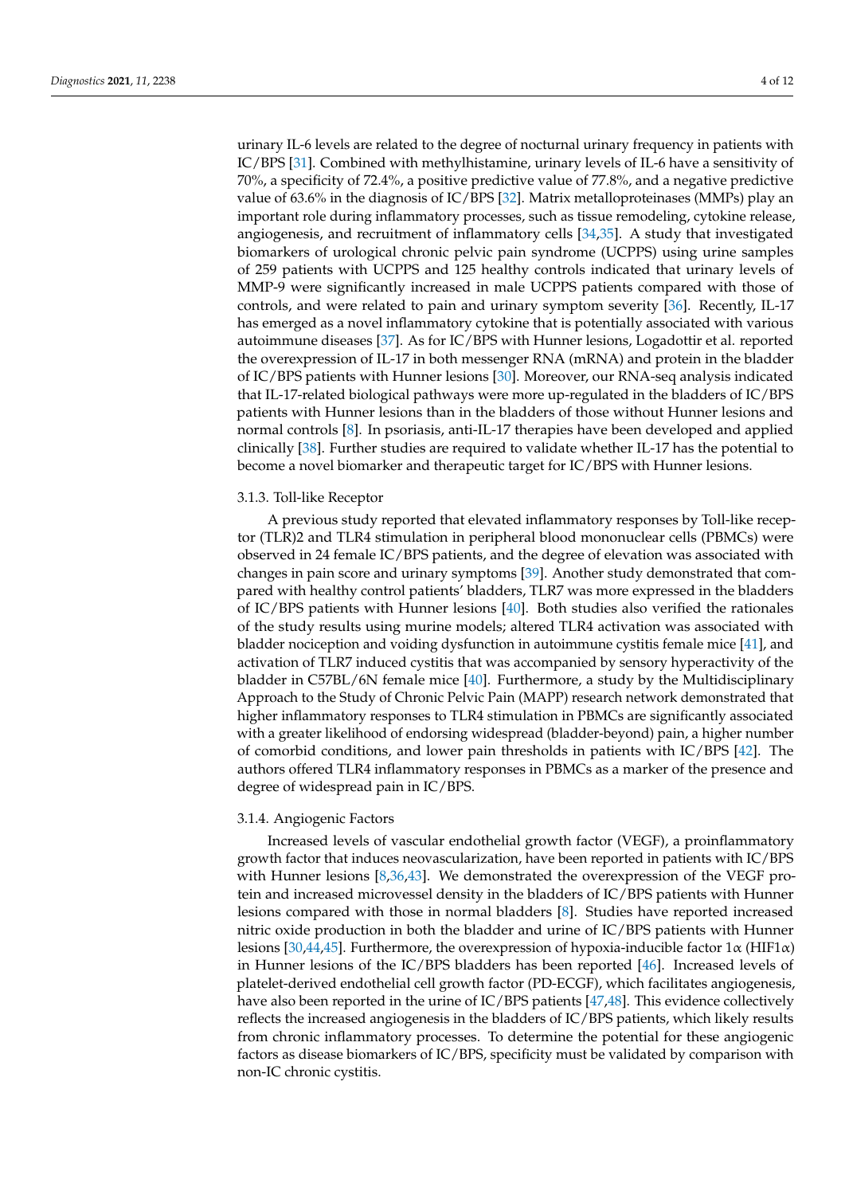urinary IL-6 levels are related to the degree of nocturnal urinary frequency in patients with IC/BPS [31]. Combined with methylhistamine, urinary levels of IL-6 have a sensitivity of 70%, a specificity of 72.4%, a positive predictive value of 77.8%, and a negative predictive value of 63.6% in the diagnosis of IC/BPS [32]. Matrix metalloproteinases (MMPs) play an important role during inflammatory processes, such as tissue remodeling, cytokine release, angiogenesis, and recruitment of inflammatory cells [34,35]. A study that investigated biomarkers of urological chronic pelvic pain syndrome (UCPPS) using urine samples of 259 patients with UCPPS and 125 healthy controls indicated that urinary levels of MMP-9 were significantly increased in male UCPPS patients compared with those of controls, and were related to pain and urinary symptom severity [36]. Recently, IL-17 has emerged as a novel inflammatory cytokine that is potentially associated with various autoimmune diseases [37]. As for IC/BPS with Hunner lesions, Logadottir et al. reported the overexpression of IL-17 in both messenger RNA (mRNA) and protein in the bladder of IC/BPS patients with Hunner lesions [30]. Moreover, our RNA-seq analysis indicated that IL-17-related biological pathways were more up-regulated in the bladders of IC/BPS patients with Hunner lesions than in the bladders of those without Hunner lesions and normal controls [8]. In psoriasis, anti-IL-17 therapies have been developed and applied clinically [38]. Further studies are required to validate whether IL-17 has the potential to become a novel biomarker and therapeutic target for IC/BPS with Hunner lesions.

#### 3.1.3. Toll-like Receptor

A previous study reported that elevated inflammatory responses by Toll-like receptor (TLR)2 and TLR4 stimulation in peripheral blood mononuclear cells (PBMCs) were observed in 24 female IC/BPS patients, and the degree of elevation was associated with changes in pain score and urinary symptoms [39]. Another study demonstrated that compared with healthy control patients' bladders, TLR7 was more expressed in the bladders of IC/BPS patients with Hunner lesions [40]. Both studies also verified the rationales of the study results using murine models; altered TLR4 activation was associated with bladder nociception and voiding dysfunction in autoimmune cystitis female mice [41], and activation of TLR7 induced cystitis that was accompanied by sensory hyperactivity of the bladder in C57BL/6N female mice [40]. Furthermore, a study by the Multidisciplinary Approach to the Study of Chronic Pelvic Pain (MAPP) research network demonstrated that higher inflammatory responses to TLR4 stimulation in PBMCs are significantly associated with a greater likelihood of endorsing widespread (bladder-beyond) pain, a higher number of comorbid conditions, and lower pain thresholds in patients with IC/BPS [42]. The authors offered TLR4 inflammatory responses in PBMCs as a marker of the presence and degree of widespread pain in IC/BPS.

#### 3.1.4. Angiogenic Factors

Increased levels of vascular endothelial growth factor (VEGF), a proinflammatory growth factor that induces neovascularization, have been reported in patients with IC/BPS with Hunner lesions [8,36,43]. We demonstrated the overexpression of the VEGF protein and increased microvessel density in the bladders of IC/BPS patients with Hunner lesions compared with those in normal bladders [8]. Studies have reported increased nitric oxide production in both the bladder and urine of IC/BPS patients with Hunner lesions [30,44,45]. Furthermore, the overexpression of hypoxia-inducible factor 1$\alpha$ (HIF1$\alpha$) in Hunner lesions of the IC/BPS bladders has been reported [46]. Increased levels of platelet-derived endothelial cell growth factor (PD-ECGF), which facilitates angiogenesis, have also been reported in the urine of IC/BPS patients [47,48]. This evidence collectively reflects the increased angiogenesis in the bladders of IC/BPS patients, which likely results from chronic inflammatory processes. To determine the potential for these angiogenic factors as disease biomarkers of IC/BPS, specificity must be validated by comparison with non-IC chronic cystitis.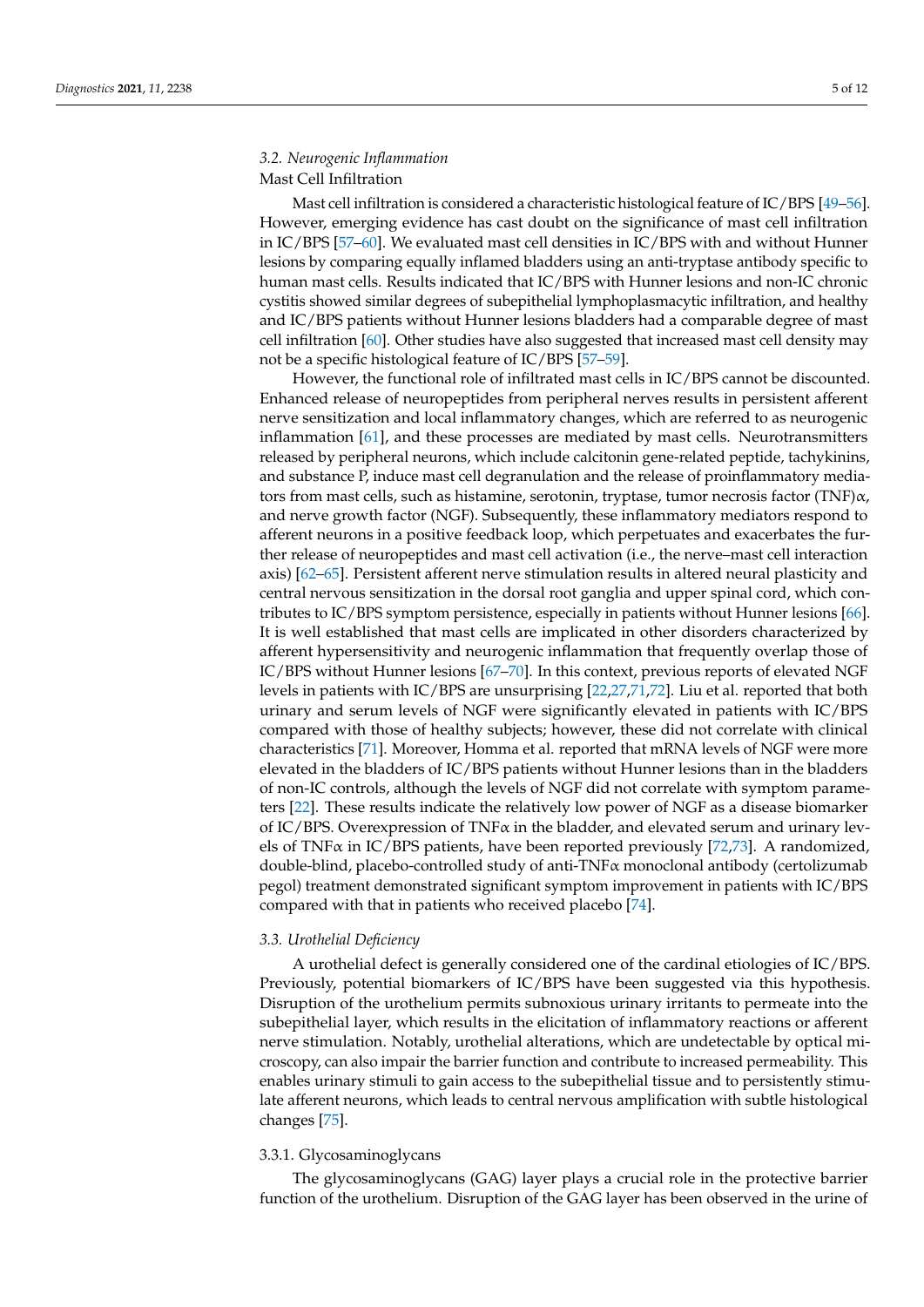### 3.2. Neurogenic Inflammation

Mast Cell Infiltration

Mast cell infiltration is considered a characteristic histological feature of IC/BPS [49–56]. However, emerging evidence has cast doubt on the significance of mast cell infiltration in IC/BPS [57–60]. We evaluated mast cell densities in IC/BPS with and without Hunner lesions by comparing equally inflamed bladders using an anti-tryptase antibody specific to human mast cells. Results indicated that IC/BPS with Hunner lesions and non-IC chronic cystitis showed similar degrees of subepithelial lymphoplasmacytic infiltration, and healthy and IC/BPS patients without Hunner lesions bladders had a comparable degree of mast cell infiltration [60]. Other studies have also suggested that increased mast cell density may not be a specific histological feature of IC/BPS [57–59].

However, the functional role of infiltrated mast cells in IC/BPS cannot be discounted. Enhanced release of neuropeptides from peripheral nerves results in persistent afferent nerve sensitization and local inflammatory changes, which are referred to as neurogenic inflammation [61], and these processes are mediated by mast cells. Neurotransmitters released by peripheral neurons, which include calcitonin gene-related peptide, tachykinins, and substance P, induce mast cell degranulation and the release of proinflammatory mediators from mast cells, such as histamine, serotonin, tryptase, tumor necrosis factor (TNF)α, and nerve growth factor (NGF). Subsequently, these inflammatory mediators respond to afferent neurons in a positive feedback loop, which perpetuates and exacerbates the further release of neuropeptides and mast cell activation (i.e., the nerve–mast cell interaction axis) [62–65]. Persistent afferent nerve stimulation results in altered neural plasticity and central nervous sensitization in the dorsal root ganglia and upper spinal cord, which contributes to IC/BPS symptom persistence, especially in patients without Hunner lesions [66]. It is well established that mast cells are implicated in other disorders characterized by afferent hypersensitivity and neurogenic inflammation that frequently overlap those of IC/BPS without Hunner lesions [67–70]. In this context, previous reports of elevated NGF levels in patients with IC/BPS are unsurprising [22,27,71,72]. Liu et al. reported that both urinary and serum levels of NGF were significantly elevated in patients with IC/BPS compared with those of healthy subjects; however, these did not correlate with clinical characteristics [71]. Moreover, Homma et al. reported that mRNA levels of NGF were more elevated in the bladders of IC/BPS patients without Hunner lesions than in the bladders of non-IC controls, although the levels of NGF did not correlate with symptom parameters [22]. These results indicate the relatively low power of NGF as a disease biomarker of IC/BPS. Overexpression of TNFα in the bladder, and elevated serum and urinary levels of TNFα in IC/BPS patients, have been reported previously [72,73]. A randomized, double-blind, placebo-controlled study of anti-TNFα monoclonal antibody (certolizumab pegol) treatment demonstrated significant symptom improvement in patients with IC/BPS compared with that in patients who received placebo [74].

### 3.3. Urothelial Deficiency

A urothelial defect is generally considered one of the cardinal etiologies of IC/BPS. Previously, potential biomarkers of IC/BPS have been suggested via this hypothesis. Disruption of the urothelium permits subnoxious urinary irritants to permeate into the subepithelial layer, which results in the elicitation of inflammatory reactions or afferent nerve stimulation. Notably, urothelial alterations, which are undetectable by optical microscopy, can also impair the barrier function and contribute to increased permeability. This enables urinary stimuli to gain access to the subepithelial tissue and to persistently stimulate afferent neurons, which leads to central nervous amplification with subtle histological changes [75].

#### 3.3.1. Glycosaminoglycans

The glycosaminoglycans (GAG) layer plays a crucial role in the protective barrier function of the urothelium. Disruption of the GAG layer has been observed in the urine of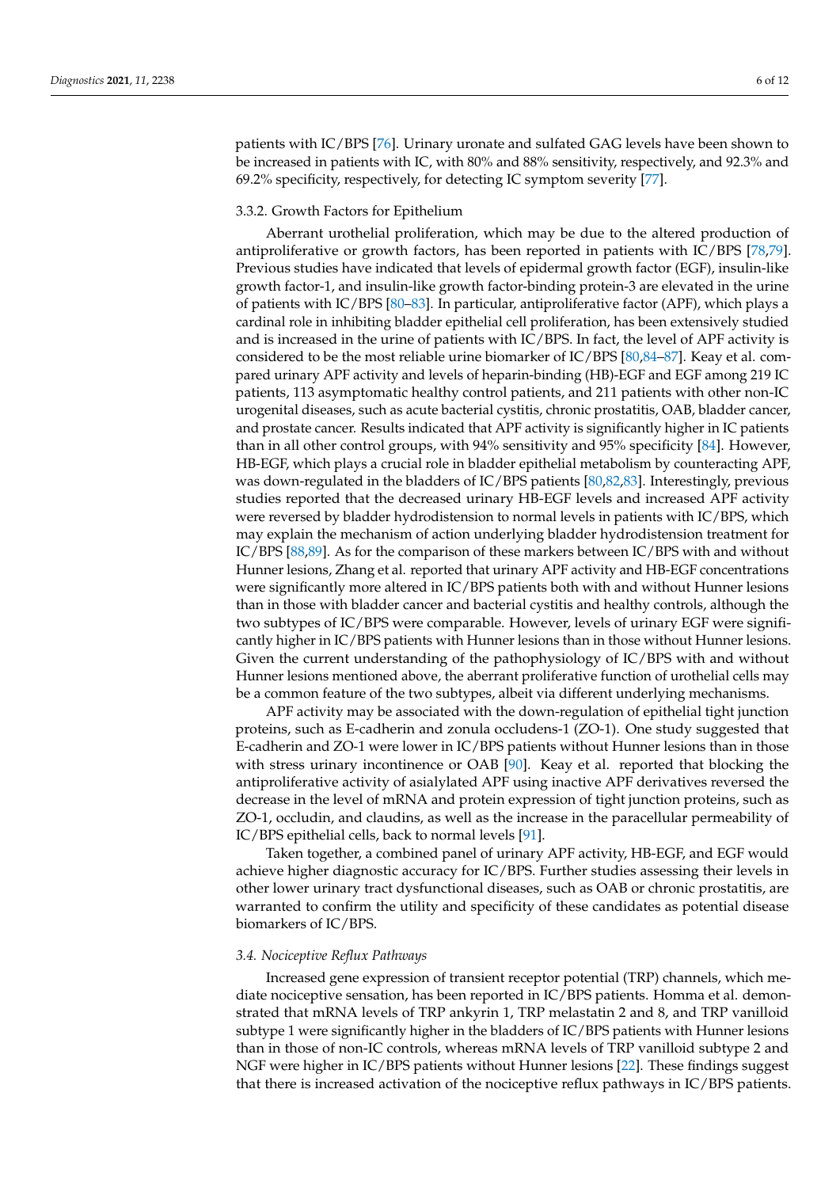patients with IC/BPS [76]. Urinary uronate and sulfated GAG levels have been shown to be increased in patients with IC, with 80% and 88% sensitivity, respectively, and 92.3% and 69.2% specificity, respectively, for detecting IC symptom severity [77].

#### 3.3.2. Growth Factors for Epithelium

Aberrant urothelial proliferation, which may be due to the altered production of antiproliferative or growth factors, has been reported in patients with IC/BPS [78,79]. Previous studies have indicated that levels of epidermal growth factor (EGF), insulin-like growth factor-1, and insulin-like growth factor-binding protein-3 are elevated in the urine of patients with IC/BPS [80–83]. In particular, antiproliferative factor (APF), which plays a cardinal role in inhibiting bladder epithelial cell proliferation, has been extensively studied and is increased in the urine of patients with IC/BPS. In fact, the level of APF activity is considered to be the most reliable urine biomarker of IC/BPS [80,84–87]. Keay et al. compared urinary APF activity and levels of heparin-binding (HB)-EGF and EGF among 219 IC patients, 113 asymptomatic healthy control patients, and 211 patients with other non-IC urogenital diseases, such as acute bacterial cystitis, chronic prostatitis, OAB, bladder cancer, and prostate cancer. Results indicated that APF activity is significantly higher in IC patients than in all other control groups, with 94% sensitivity and 95% specificity [84]. However, HB-EGF, which plays a crucial role in bladder epithelial metabolism by counteracting APF, was down-regulated in the bladders of IC/BPS patients [80,82,83]. Interestingly, previous studies reported that the decreased urinary HB-EGF levels and increased APF activity were reversed by bladder hydrodistension to normal levels in patients with IC/BPS, which may explain the mechanism of action underlying bladder hydrodistension treatment for IC/BPS [88,89]. As for the comparison of these markers between IC/BPS with and without Hunner lesions, Zhang et al. reported that urinary APF activity and HB-EGF concentrations were significantly more altered in IC/BPS patients both with and without Hunner lesions than in those with bladder cancer and bacterial cystitis and healthy controls, although the two subtypes of IC/BPS were comparable. However, levels of urinary EGF were significantly higher in IC/BPS patients with Hunner lesions than in those without Hunner lesions. Given the current understanding of the pathophysiology of IC/BPS with and without Hunner lesions mentioned above, the aberrant proliferative function of urothelial cells may be a common feature of the two subtypes, albeit via different underlying mechanisms.

APF activity may be associated with the down-regulation of epithelial tight junction proteins, such as E-cadherin and zonula occludens-1 (ZO-1). One study suggested that E-cadherin and ZO-1 were lower in IC/BPS patients without Hunner lesions than in those with stress urinary incontinence or OAB [90]. Keay et al. reported that blocking the antiproliferative activity of asialylated APF using inactive APF derivatives reversed the decrease in the level of mRNA and protein expression of tight junction proteins, such as ZO-1, occludin, and claudins, as well as the increase in the paracellular permeability of IC/BPS epithelial cells, back to normal levels [91].

Taken together, a combined panel of urinary APF activity, HB-EGF, and EGF would achieve higher diagnostic accuracy for IC/BPS. Further studies assessing their levels in other lower urinary tract dysfunctional diseases, such as OAB or chronic prostatitis, are warranted to confirm the utility and specificity of these candidates as potential disease biomarkers of IC/BPS.

### *3.4. Nociceptive Reflux Pathways*

Increased gene expression of transient receptor potential (TRP) channels, which mediate nociceptive sensation, has been reported in IC/BPS patients. Homma et al. demonstrated that mRNA levels of TRP ankyrin 1, TRP melastatin 2 and 8, and TRP vanilloid subtype 1 were significantly higher in the bladders of IC/BPS patients with Hunner lesions than in those of non-IC controls, whereas mRNA levels of TRP vanilloid subtype 2 and NGF were higher in IC/BPS patients without Hunner lesions [22]. These findings suggest that there is increased activation of the nociceptive reflux pathways in IC/BPS patients.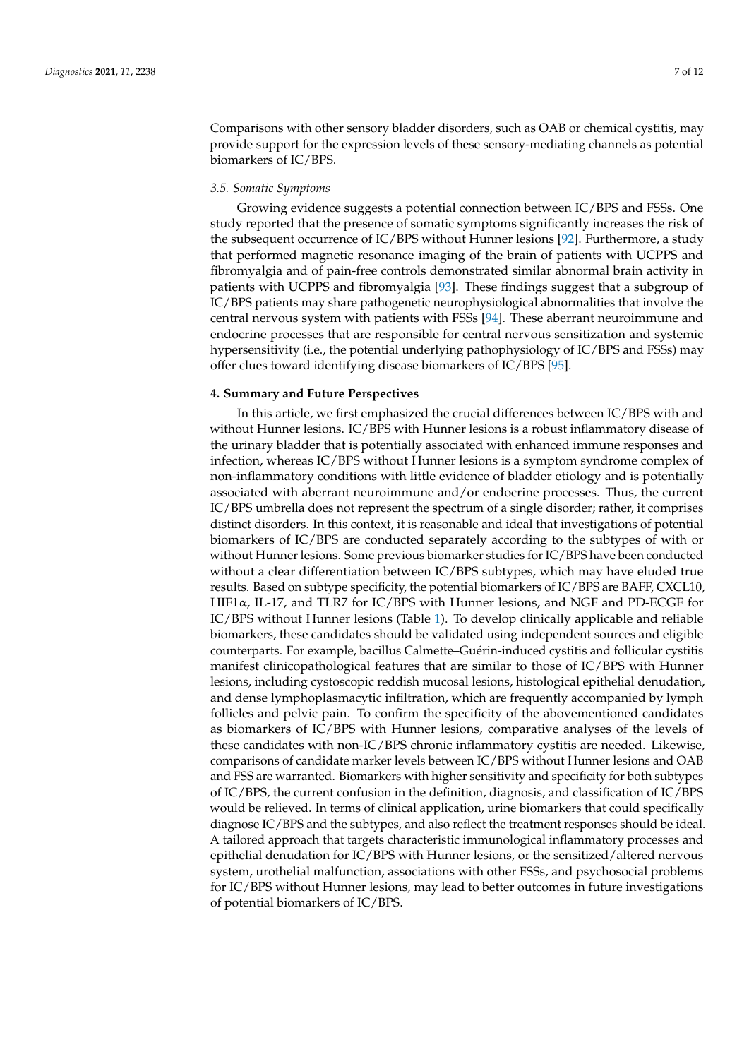Comparisons with other sensory bladder disorders, such as OAB or chemical cystitis, may provide support for the expression levels of these sensory-mediating channels as potential biomarkers of IC/BPS.

### *3.5. Somatic Symptoms*

Growing evidence suggests a potential connection between IC/BPS and FSSs. One study reported that the presence of somatic symptoms significantly increases the risk of the subsequent occurrence of IC/BPS without Hunner lesions [92]. Furthermore, a study that performed magnetic resonance imaging of the brain of patients with UCPPS and fibromyalgia and of pain-free controls demonstrated similar abnormal brain activity in patients with UCPPS and fibromyalgia [93]. These findings suggest that a subgroup of IC/BPS patients may share pathogenetic neurophysiological abnormalities that involve the central nervous system with patients with FSSs [94]. These aberrant neuroimmune and endocrine processes that are responsible for central nervous sensitization and systemic hypersensitivity (i.e., the potential underlying pathophysiology of IC/BPS and FSSs) may offer clues toward identifying disease biomarkers of IC/BPS [95].

## **4. Summary and Future Perspectives**

In this article, we first emphasized the crucial differences between IC/BPS with and without Hunner lesions. IC/BPS with Hunner lesions is a robust inflammatory disease of the urinary bladder that is potentially associated with enhanced immune responses and infection, whereas IC/BPS without Hunner lesions is a symptom syndrome complex of non-inflammatory conditions with little evidence of bladder etiology and is potentially associated with aberrant neuroimmune and/or endocrine processes. Thus, the current IC/BPS umbrella does not represent the spectrum of a single disorder; rather, it comprises distinct disorders. In this context, it is reasonable and ideal that investigations of potential biomarkers of IC/BPS are conducted separately according to the subtypes of with or without Hunner lesions. Some previous biomarker studies for IC/BPS have been conducted without a clear differentiation between IC/BPS subtypes, which may have eluded true results. Based on subtype specificity, the potential biomarkers of IC/BPS are BAFF, CXCL10, HIF1$\alpha$, IL-17, and TLR7 for IC/BPS with Hunner lesions, and NGF and PD-ECGF for IC/BPS without Hunner lesions (Table 1). To develop clinically applicable and reliable biomarkers, these candidates should be validated using independent sources and eligible counterparts. For example, bacillus Calmette–Guérin-induced cystitis and follicular cystitis manifest clinicopathological features that are similar to those of IC/BPS with Hunner lesions, including cystoscopic reddish mucosal lesions, histological epithelial denudation, and dense lymphoplasmacytic infiltration, which are frequently accompanied by lymph follicles and pelvic pain. To confirm the specificity of the abovementioned candidates as biomarkers of IC/BPS with Hunner lesions, comparative analyses of the levels of these candidates with non-IC/BPS chronic inflammatory cystitis are needed. Likewise, comparisons of candidate marker levels between IC/BPS without Hunner lesions and OAB and FSS are warranted. Biomarkers with higher sensitivity and specificity for both subtypes of IC/BPS, the current confusion in the definition, diagnosis, and classification of IC/BPS would be relieved. In terms of clinical application, urine biomarkers that could specifically diagnose IC/BPS and the subtypes, and also reflect the treatment responses should be ideal. A tailored approach that targets characteristic immunological inflammatory processes and epithelial denudation for IC/BPS with Hunner lesions, or the sensitized/altered nervous system, urothelial malfunction, associations with other FSSs, and psychosocial problems for IC/BPS without Hunner lesions, may lead to better outcomes in future investigations of potential biomarkers of IC/BPS.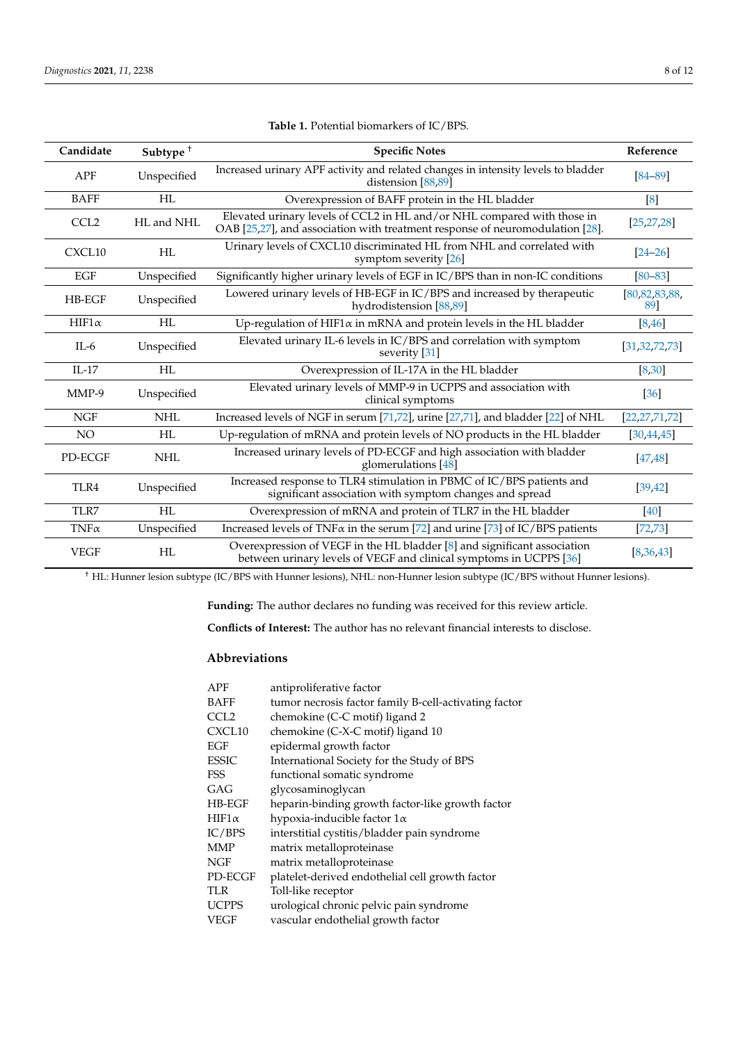**Table 1.** Potential biomarkers of IC/BPS.

| Candidate | Subtype † | Specific Notes | Reference |
|---|---|---|---|
| APF | Unspecified | Increased urinary APF activity and related changes in intensity levels to bladder distension [88,89] | [84–89] |
| BAFF | HL | Overexpression of BAFF protein in the HL bladder | [8] |
| CCL2 | HL and NHL | Elevated urinary levels of CCL2 in HL and/or NHL compared with those in OAB [25,27], and association with treatment response of neuromodulation [28]. | [25,27,28] |
| CXCL10 | HL | Urinary levels of CXCL10 discriminated HL from NHL and correlated with symptom severity [26] | [24–26] |
| EGF | Unspecified | Significantly higher urinary levels of EGF in IC/BPS than in non-IC conditions | [80–83] |
| HB-EGF | Unspecified | Lowered urinary levels of HB-EGF in IC/BPS and increased by therapeutic hydrodistension [88,89] | [80,82,83,88, 89] |
| HIF1α | HL | Up-regulation of HIF1α in mRNA and protein levels in the HL bladder | [8,46] |
| IL-6 | Unspecified | Elevated urinary IL-6 levels in IC/BPS and correlation with symptom severity [31] | [31,32,72,73] |
| IL-17 | HL | Overexpression of IL-17A in the HL bladder | [8,30] |
| MMP-9 | Unspecified | Elevated urinary levels of MMP-9 in UCPPS and association with clinical symptoms | [36] |
| NGF | NHL | Increased levels of NGF in serum [71,72], urine [27,71], and bladder [22] of NHL | [22,27,71,72] |
| NO | HL | Up-regulation of mRNA and protein levels of NO products in the HL bladder | [30,44,45] |
| PD-ECGF | NHL | Increased urinary levels of PD-ECGF and high association with bladder glomerulations [48] | [47,48] |
| TLR4 | Unspecified | Increased response to TLR4 stimulation in PBMC of IC/BPS patients and significant association with symptom changes and spread | [39,42] |
| TLR7 | HL | Overexpression of mRNA and protein of TLR7 in the HL bladder | [40] |
| TNFα | Unspecified | Increased levels of TNFα in the serum [72] and urine [73] of IC/BPS patients | [72,73] |
| VEGF | HL | Overexpression of VEGF in the HL bladder [8] and significant association between urinary levels of VEGF and clinical symptoms in UCPPS [36] | [8,36,43] |

† HL: Hunner lesion subtype (IC/BPS with Hunner lesions), NHL: non-Hunner lesion subtype (IC/BPS without Hunner lesions).

**Funding:** The author declares no funding was received for this review article.

**Conflicts of Interest:** The author has no relevant financial interests to disclose.

## Abbreviations

| | |
|---|---|
| APF | antiproliferative factor |
| BAFF | tumor necrosis factor family B-cell-activating factor |
| CCL2 | chemokine (C-C motif) ligand 2 |
| CXCL10 | chemokine (C-X-C motif) ligand 10 |
| EGF | epidermal growth factor |
| ESSIC | International Society for the Study of BPS |
| FSS | functional somatic syndrome |
| GAG | glycosaminoglycan |
| HB-EGF | heparin-binding growth factor-like growth factor |
| HIF1α | hypoxia-inducible factor 1α |
| IC/BPS | interstitial cystitis/bladder pain syndrome |
| MMP | matrix metalloproteinase |
| NGF | matrix metalloproteinase |
| PD-ECGF | platelet-derived endothelial cell growth factor |
| TLR | Toll-like receptor |
| UCPPS | urological chronic pelvic pain syndrome |
| VEGF | vascular endothelial growth factor |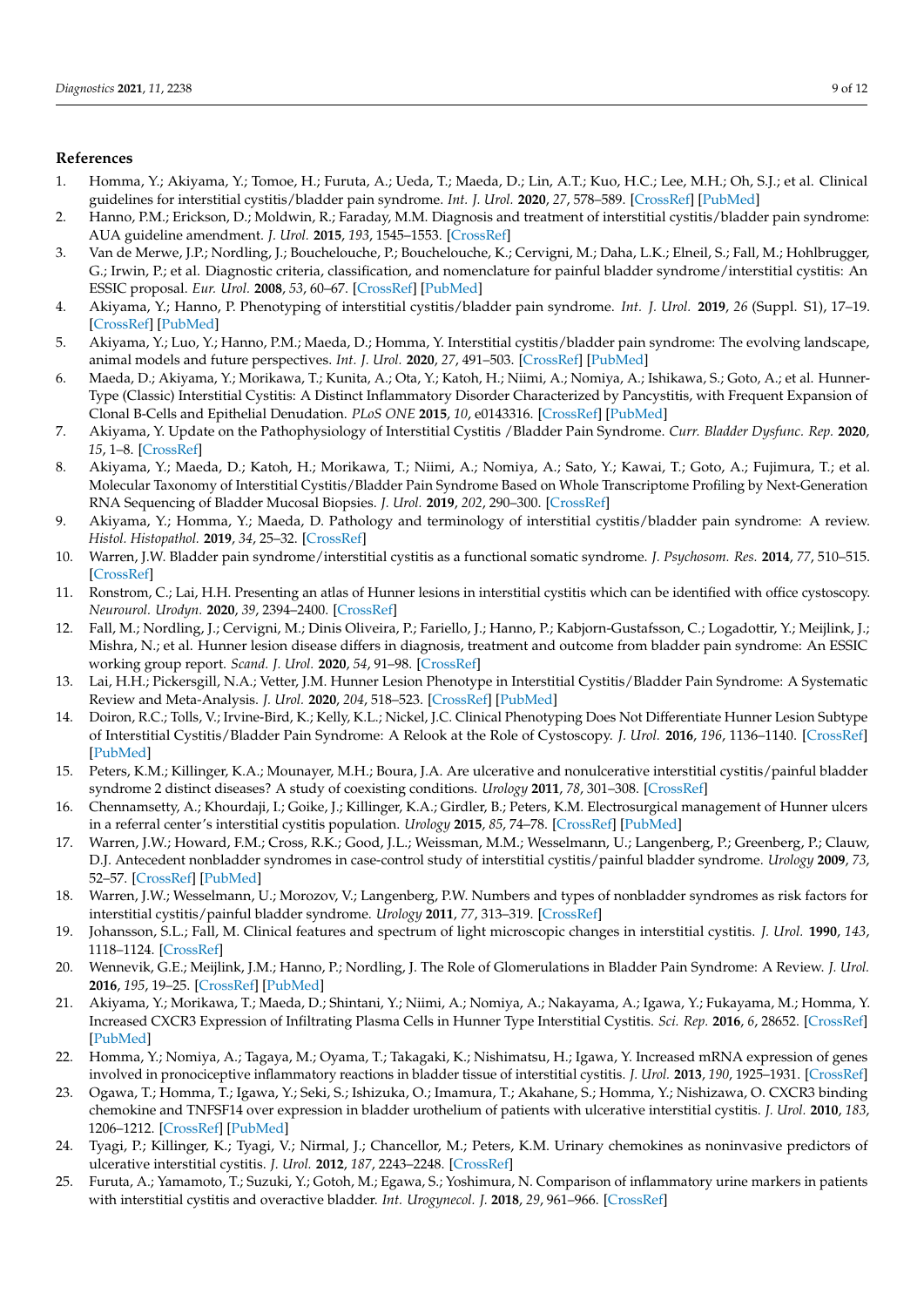## References

1. Homma, Y.; Akiyama, Y.; Tomoe, H.; Furuta, A.; Ueda, T.; Maeda, D.; Lin, A.T.; Kuo, H.C.; Lee, M.H.; Oh, S.J.; et al. Clinical guidelines for interstitial cystitis/bladder pain syndrome. *Int. J. Urol.* **2020**, *27*, 578–589. [CrossRef] [PubMed]
2. Hanno, P.M.; Erickson, D.; Moldwin, R.; Faraday, M.M. Diagnosis and treatment of interstitial cystitis/bladder pain syndrome: AUA guideline amendment. *J. Urol.* **2015**, *193*, 1545–1553. [CrossRef]
3. Van de Merwe, J.P.; Nordling, J.; Bouchelouche, P.; Bouchelouche, K.; Cervigni, M.; Daha, L.K.; Elneil, S.; Fall, M.; Hohlbrugger, G.; Irwin, P.; et al. Diagnostic criteria, classification, and nomenclature for painful bladder syndrome/interstitial cystitis: An ESSIC proposal. *Eur. Urol.* **2008**, *53*, 60–67. [CrossRef] [PubMed]
4. Akiyama, Y.; Hanno, P. Phenotyping of interstitial cystitis/bladder pain syndrome. *Int. J. Urol.* **2019**, *26* (Suppl. S1), 17–19. [CrossRef] [PubMed]
5. Akiyama, Y.; Luo, Y.; Hanno, P.M.; Maeda, D.; Homma, Y. Interstitial cystitis/bladder pain syndrome: The evolving landscape, animal models and future perspectives. *Int. J. Urol.* **2020**, *27*, 491–503. [CrossRef] [PubMed]
6. Maeda, D.; Akiyama, Y.; Morikawa, T.; Kunita, A.; Ota, Y.; Katoh, H.; Niimi, A.; Nomiya, A.; Ishikawa, S.; Goto, A.; et al. Hunner-Type (Classic) Interstitial Cystitis: A Distinct Inflammatory Disorder Characterized by Pancystitis, with Frequent Expansion of Clonal B-Cells and Epithelial Denudation. *PLoS ONE* **2015**, *10*, e0143316. [CrossRef] [PubMed]
7. Akiyama, Y. Update on the Pathophysiology of Interstitial Cystitis /Bladder Pain Syndrome. *Curr. Bladder Dysfunc. Rep.* **2020**, *15*, 1–8. [CrossRef]
8. Akiyama, Y.; Maeda, D.; Katoh, H.; Morikawa, T.; Niimi, A.; Nomiya, A.; Sato, Y.; Kawai, T.; Goto, A.; Fujimura, T.; et al. Molecular Taxonomy of Interstitial Cystitis/Bladder Pain Syndrome Based on Whole Transcriptome Profiling by Next-Generation RNA Sequencing of Bladder Mucosal Biopsies. *J. Urol.* **2019**, *202*, 290–300. [CrossRef]
9. Akiyama, Y.; Homma, Y.; Maeda, D. Pathology and terminology of interstitial cystitis/bladder pain syndrome: A review. *Histol. Histopathol.* **2019**, *34*, 25–32. [CrossRef]
10. Warren, J.W. Bladder pain syndrome/interstitial cystitis as a functional somatic syndrome. *J. Psychosom. Res.* **2014**, *77*, 510–515. [CrossRef]
11. Ronstrom, C.; Lai, H.H. Presenting an atlas of Hunner lesions in interstitial cystitis which can be identified with office cystoscopy. *Neurourol. Urodyn.* **2020**, *39*, 2394–2400. [CrossRef]
12. Fall, M.; Nordling, J.; Cervigni, M.; Dinis Oliveira, P.; Fariello, J.; Hanno, P.; Kabjorn-Gustafsson, C.; Logadottir, Y.; Meijlink, J.; Mishra, N.; et al. Hunner lesion disease differs in diagnosis, treatment and outcome from bladder pain syndrome: An ESSIC working group report. *Scand. J. Urol.* **2020**, *54*, 91–98. [CrossRef]
13. Lai, H.H.; Pickersgill, N.A.; Vetter, J.M. Hunner Lesion Phenotype in Interstitial Cystitis/Bladder Pain Syndrome: A Systematic Review and Meta-Analysis. *J. Urol.* **2020**, *204*, 518–523. [CrossRef] [PubMed]
14. Doiron, R.C.; Tolls, V.; Irvine-Bird, K.; Kelly, K.L.; Nickel, J.C. Clinical Phenotyping Does Not Differentiate Hunner Lesion Subtype of Interstitial Cystitis/Bladder Pain Syndrome: A Relook at the Role of Cystoscopy. *J. Urol.* **2016**, *196*, 1136–1140. [CrossRef] [PubMed]
15. Peters, K.M.; Killinger, K.A.; Mounayer, M.H.; Boura, J.A. Are ulcerative and nonulcerative interstitial cystitis/painful bladder syndrome 2 distinct diseases? A study of coexisting conditions. *Urology* **2011**, *78*, 301–308. [CrossRef]
16. Chennamsetty, A.; Khourdaji, I.; Goike, J.; Killinger, K.A.; Girdler, B.; Peters, K.M. Electrosurgical management of Hunner ulcers in a referral center's interstitial cystitis population. *Urology* **2015**, *85*, 74–78. [CrossRef] [PubMed]
17. Warren, J.W.; Howard, F.M.; Cross, R.K.; Good, J.L.; Weissman, M.M.; Wesselmann, U.; Langenberg, P.; Greenberg, P.; Clauw, D.J. Antecedent nonbladder syndromes in case-control study of interstitial cystitis/painful bladder syndrome. *Urology* **2009**, *73*, 52–57. [CrossRef] [PubMed]
18. Warren, J.W.; Wesselmann, U.; Morozov, V.; Langenberg, P.W. Numbers and types of nonbladder syndromes as risk factors for interstitial cystitis/painful bladder syndrome. *Urology* **2011**, *77*, 313–319. [CrossRef]
19. Johansson, S.L.; Fall, M. Clinical features and spectrum of light microscopic changes in interstitial cystitis. *J. Urol.* **1990**, *143*, 1118–1124. [CrossRef]
20. Wennevik, G.E.; Meijlink, J.M.; Hanno, P.; Nordling, J. The Role of Glomerulations in Bladder Pain Syndrome: A Review. *J. Urol.* **2016**, *195*, 19–25. [CrossRef] [PubMed]
21. Akiyama, Y.; Morikawa, T.; Maeda, D.; Shintani, Y.; Niimi, A.; Nomiya, A.; Nakayama, A.; Igawa, Y.; Fukayama, M.; Homma, Y. Increased CXCR3 Expression of Infiltrating Plasma Cells in Hunner Type Interstitial Cystitis. *Sci. Rep.* **2016**, *6*, 28652. [CrossRef] [PubMed]
22. Homma, Y.; Nomiya, A.; Tagaya, M.; Oyama, T.; Takagaki, K.; Nishimatsu, H.; Igawa, Y. Increased mRNA expression of genes involved in pronociceptive inflammatory reactions in bladder tissue of interstitial cystitis. *J. Urol.* **2013**, *190*, 1925–1931. [CrossRef]
23. Ogawa, T.; Homma, T.; Igawa, Y.; Seki, S.; Ishizuka, O.; Imamura, T.; Akahane, S.; Homma, Y.; Nishizawa, O. CXCR3 binding chemokine and TNFSF14 over expression in bladder urothelium of patients with ulcerative interstitial cystitis. *J. Urol.* **2010**, *183*, 1206–1212. [CrossRef] [PubMed]
24. Tyagi, P.; Killinger, K.; Tyagi, V.; Nirmal, J.; Chancellor, M.; Peters, K.M. Urinary chemokines as noninvasive predictors of ulcerative interstitial cystitis. *J. Urol.* **2012**, *187*, 2243–2248. [CrossRef]
25. Furuta, A.; Yamamoto, T.; Suzuki, Y.; Gotoh, M.; Egawa, S.; Yoshimura, N. Comparison of inflammatory urine markers in patients with interstitial cystitis and overactive bladder. *Int. Urogynecol. J.* **2018**, *29*, 961–966. [CrossRef]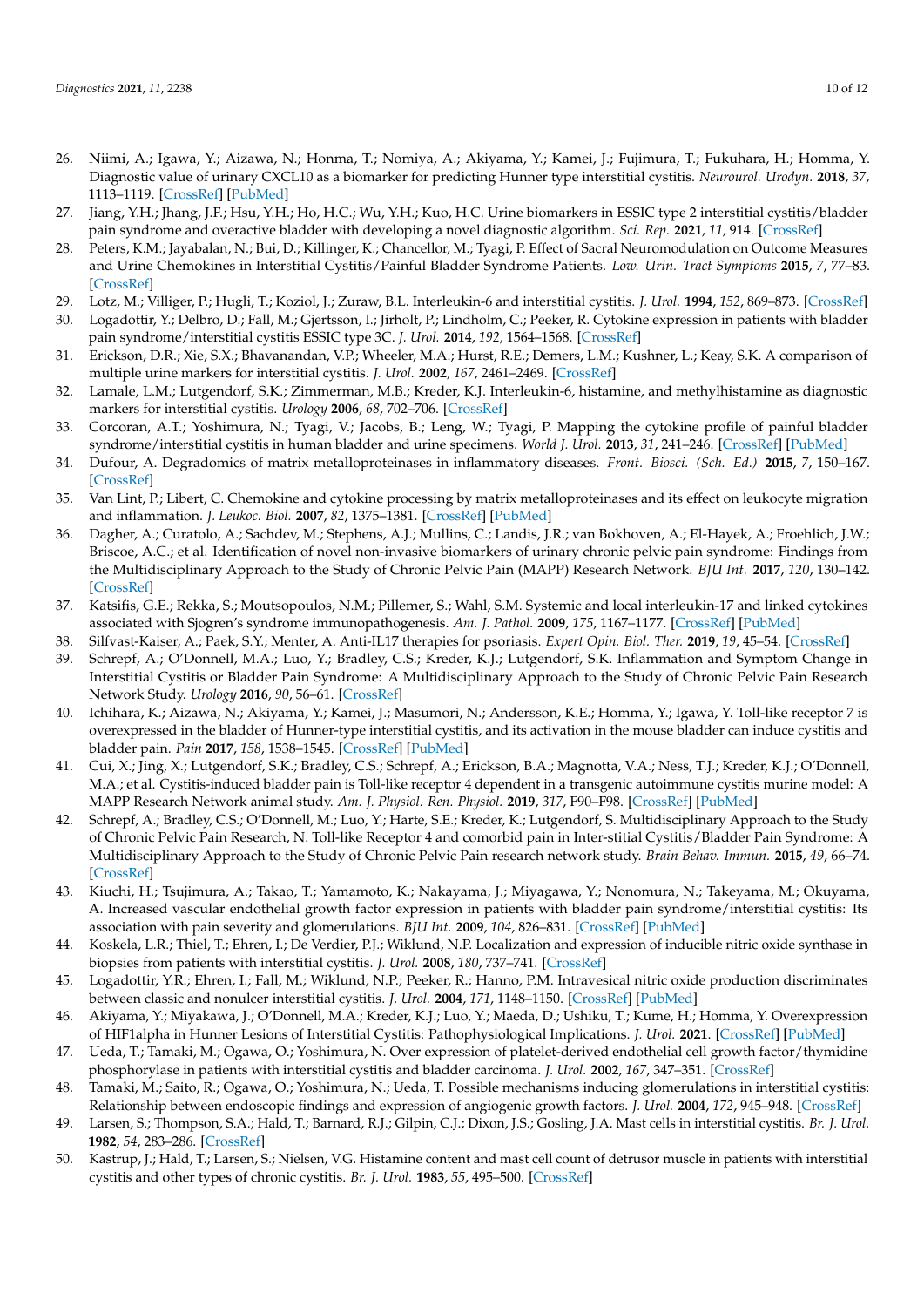26. Niimi, A.; Igawa, Y.; Aizawa, N.; Honma, T.; Nomiya, A.; Akiyama, Y.; Kamei, J.; Fujimura, T.; Fukuhara, H.; Homma, Y. Diagnostic value of urinary CXCL10 as a biomarker for predicting Hunner type interstitial cystitis. *Neurourol. Urodyn.* **2018**, *37*, 1113–1119. [CrossRef] [PubMed]
27. Jiang, Y.H.; Jhang, J.F.; Hsu, Y.H.; Ho, H.C.; Wu, Y.H.; Kuo, H.C. Urine biomarkers in ESSIC type 2 interstitial cystitis/bladder pain syndrome and overactive bladder with developing a novel diagnostic algorithm. *Sci. Rep.* **2021**, *11*, 914. [CrossRef]
28. Peters, K.M.; Jayabalan, N.; Bui, D.; Killinger, K.; Chancellor, M.; Tyagi, P. Effect of Sacral Neuromodulation on Outcome Measures and Urine Chemokines in Interstitial Cystitis/Painful Bladder Syndrome Patients. *Low. Urin. Tract Symptoms* **2015**, *7*, 77–83. [CrossRef]
29. Lotz, M.; Villiger, P.; Hugli, T.; Koziol, J.; Zuraw, B.L. Interleukin-6 and interstitial cystitis. *J. Urol.* **1994**, *152*, 869–873. [CrossRef]
30. Logadottir, Y.; Delbro, D.; Fall, M.; Gjertsson, I.; Jirholt, P.; Lindholm, C.; Peeker, R. Cytokine expression in patients with bladder pain syndrome/interstitial cystitis ESSIC type 3C. *J. Urol.* **2014**, *192*, 1564–1568. [CrossRef]
31. Erickson, D.R.; Xie, S.X.; Bhavanandan, V.P.; Wheeler, M.A.; Hurst, R.E.; Demers, L.M.; Kushner, L.; Keay, S.K. A comparison of multiple urine markers for interstitial cystitis. *J. Urol.* **2002**, *167*, 2461–2469. [CrossRef]
32. Lamale, L.M.; Lutgendorf, S.K.; Zimmerman, M.B.; Kreder, K.J. Interleukin-6, histamine, and methylhistamine as diagnostic markers for interstitial cystitis. *Urology* **2006**, *68*, 702–706. [CrossRef]
33. Corcoran, A.T.; Yoshimura, N.; Tyagi, V.; Jacobs, B.; Leng, W.; Tyagi, P. Mapping the cytokine profile of painful bladder syndrome/interstitial cystitis in human bladder and urine specimens. *World J. Urol.* **2013**, *31*, 241–246. [CrossRef] [PubMed]
34. Dufour, A. Degradomics of matrix metalloproteinases in inflammatory diseases. *Front. Biosci. (Sch. Ed.)* **2015**, *7*, 150–167. [CrossRef]
35. Van Lint, P.; Libert, C. Chemokine and cytokine processing by matrix metalloproteinases and its effect on leukocyte migration and inflammation. *J. Leukoc. Biol.* **2007**, *82*, 1375–1381. [CrossRef] [PubMed]
36. Dagher, A.; Curatolo, A.; Sachdev, M.; Stephens, A.J.; Mullins, C.; Landis, J.R.; van Bokhoven, A.; El-Hayek, A.; Froehlich, J.W.; Briscoe, A.C.; et al. Identification of novel non-invasive biomarkers of urinary chronic pelvic pain syndrome: Findings from the Multidisciplinary Approach to the Study of Chronic Pelvic Pain (MAPP) Research Network. *BJU Int.* **2017**, *120*, 130–142. [CrossRef]
37. Katsifis, G.E.; Rekka, S.; Moutsopoulos, N.M.; Pillemer, S.; Wahl, S.M. Systemic and local interleukin-17 and linked cytokines associated with Sjogren's syndrome immunopathogenesis. *Am. J. Pathol.* **2009**, *175*, 1167–1177. [CrossRef] [PubMed]
38. Silfvast-Kaiser, A.; Paek, S.Y.; Menter, A. Anti-IL17 therapies for psoriasis. *Expert Opin. Biol. Ther.* **2019**, *19*, 45–54. [CrossRef]
39. Schrepf, A.; O'Donnell, M.A.; Luo, Y.; Bradley, C.S.; Kreder, K.J.; Lutgendorf, S.K. Inflammation and Symptom Change in Interstitial Cystitis or Bladder Pain Syndrome: A Multidisciplinary Approach to the Study of Chronic Pelvic Pain Research Network Study. *Urology* **2016**, *90*, 56–61. [CrossRef]
40. Ichihara, K.; Aizawa, N.; Akiyama, Y.; Kamei, J.; Masumori, N.; Andersson, K.E.; Homma, Y.; Igawa, Y. Toll-like receptor 7 is overexpressed in the bladder of Hunner-type interstitial cystitis, and its activation in the mouse bladder can induce cystitis and bladder pain. *Pain* **2017**, *158*, 1538–1545. [CrossRef] [PubMed]
41. Cui, X.; Jing, X.; Lutgendorf, S.K.; Bradley, C.S.; Schrepf, A.; Erickson, B.A.; Magnotta, V.A.; Ness, T.J.; Kreder, K.J.; O'Donnell, M.A.; et al. Cystitis-induced bladder pain is Toll-like receptor 4 dependent in a transgenic autoimmune cystitis murine model: A MAPP Research Network animal study. *Am. J. Physiol. Ren. Physiol.* **2019**, *317*, F90–F98. [CrossRef] [PubMed]
42. Schrepf, A.; Bradley, C.S.; O'Donnell, M.; Luo, Y.; Harte, S.E.; Kreder, K.; Lutgendorf, S. Multidisciplinary Approach to the Study of Chronic Pelvic Pain Research, N. Toll-like Receptor 4 and comorbid pain in Inter-stitial Cystitis/Bladder Pain Syndrome: A Multidisciplinary Approach to the Study of Chronic Pelvic Pain research network study. *Brain Behav. Immun.* **2015**, *49*, 66–74. [CrossRef]
43. Kiuchi, H.; Tsujimura, A.; Takao, T.; Yamamoto, K.; Nakayama, J.; Miyagawa, Y.; Nonomura, N.; Takeyama, M.; Okuyama, A. Increased vascular endothelial growth factor expression in patients with bladder pain syndrome/interstitial cystitis: Its association with pain severity and glomerulations. *BJU Int.* **2009**, *104*, 826–831. [CrossRef] [PubMed]
44. Koskela, L.R.; Thiel, T.; Ehren, I.; De Verdier, P.J.; Wiklund, N.P. Localization and expression of inducible nitric oxide synthase in biopsies from patients with interstitial cystitis. *J. Urol.* **2008**, *180*, 737–741. [CrossRef]
45. Logadottir, Y.R.; Ehren, I.; Fall, M.; Wiklund, N.P.; Peeker, R.; Hanno, P.M. Intravesical nitric oxide production discriminates between classic and nonulcer interstitial cystitis. *J. Urol.* **2004**, *171*, 1148–1150. [CrossRef] [PubMed]
46. Akiyama, Y.; Miyakawa, J.; O'Donnell, M.A.; Kreder, K.J.; Luo, Y.; Maeda, D.; Ushiku, T.; Kume, H.; Homma, Y. Overexpression of HIF1alpha in Hunner Lesions of Interstitial Cystitis: Pathophysiological Implications. *J. Urol.* **2021**. [CrossRef] [PubMed]
47. Ueda, T.; Tamaki, M.; Ogawa, O.; Yoshimura, N. Over expression of platelet-derived endothelial cell growth factor/thymidine phosphorylase in patients with interstitial cystitis and bladder carcinoma. *J. Urol.* **2002**, *167*, 347–351. [CrossRef]
48. Tamaki, M.; Saito, R.; Ogawa, O.; Yoshimura, N.; Ueda, T. Possible mechanisms inducing glomerulations in interstitial cystitis: Relationship between endoscopic findings and expression of angiogenic growth factors. *J. Urol.* **2004**, *172*, 945–948. [CrossRef]
49. Larsen, S.; Thompson, S.A.; Hald, T.; Barnard, R.J.; Gilpin, C.J.; Dixon, J.S.; Gosling, J.A. Mast cells in interstitial cystitis. *Br. J. Urol.* **1982**, *54*, 283–286. [CrossRef]
50. Kastrup, J.; Hald, T.; Larsen, S.; Nielsen, V.G. Histamine content and mast cell count of detrusor muscle in patients with interstitial cystitis and other types of chronic cystitis. *Br. J. Urol.* **1983**, *55*, 495–500. [CrossRef]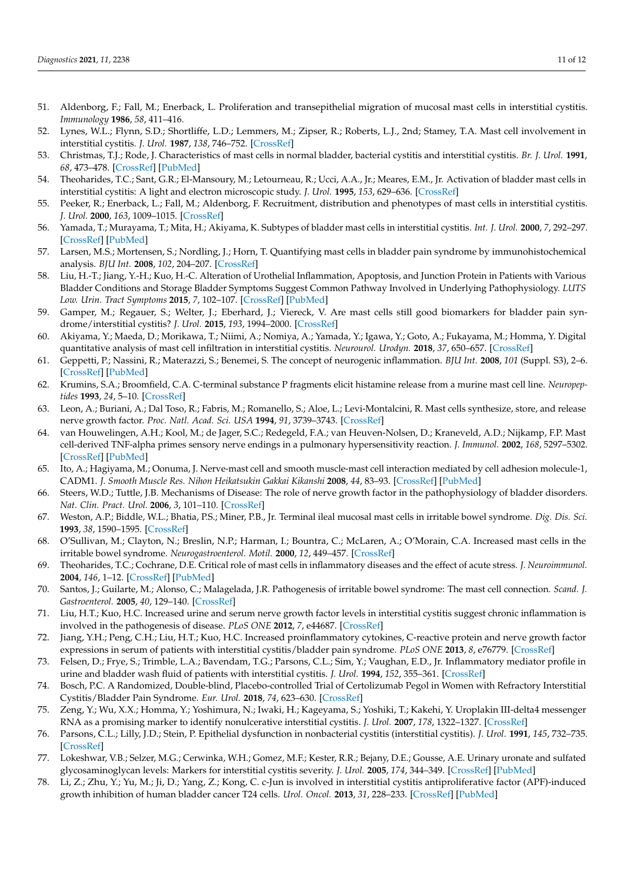51. Aldenborg, F.; Fall, M.; Enerback, L. Proliferation and transepithelial migration of mucosal mast cells in interstitial cystitis. *Immunology* **1986**, *58*, 411–416.
52. Lynes, W.L.; Flynn, S.D.; Shortliffe, L.D.; Lemmers, M.; Zipser, R.; Roberts, L.J., 2nd; Stamey, T.A. Mast cell involvement in interstitial cystitis. *J. Urol.* **1987**, *138*, 746–752. [CrossRef]
53. Christmas, T.J.; Rode, J. Characteristics of mast cells in normal bladder, bacterial cystitis and interstitial cystitis. *Br. J. Urol.* **1991**, *68*, 473–478. [CrossRef] [PubMed]
54. Theoharides, T.C.; Sant, G.R.; El-Mansoury, M.; Letourneau, R.; Ucci, A.A., Jr.; Meares, E.M., Jr. Activation of bladder mast cells in interstitial cystitis: A light and electron microscopic study. *J. Urol.* **1995**, *153*, 629–636. [CrossRef]
55. Peeker, R.; Enerback, L.; Fall, M.; Aldenborg, F. Recruitment, distribution and phenotypes of mast cells in interstitial cystitis. *J. Urol.* **2000**, *163*, 1009–1015. [CrossRef]
56. Yamada, T.; Murayama, T.; Mita, H.; Akiyama, K. Subtypes of bladder mast cells in interstitial cystitis. *Int. J. Urol.* **2000**, *7*, 292–297. [CrossRef] [PubMed]
57. Larsen, M.S.; Mortensen, S.; Nordling, J.; Horn, T. Quantifying mast cells in bladder pain syndrome by immunohistochemical analysis. *BJU Int.* **2008**, *102*, 204–207. [CrossRef]
58. Liu, H.-T.; Jiang, Y.-H.; Kuo, H.-C. Alteration of Urothelial Inflammation, Apoptosis, and Junction Protein in Patients with Various Bladder Conditions and Storage Bladder Symptoms Suggest Common Pathway Involved in Underlying Pathophysiology. *LUTS Low. Urin. Tract Symptoms* **2015**, *7*, 102–107. [CrossRef] [PubMed]
59. Gamper, M.; Regauer, S.; Welter, J.; Eberhard, J.; Viereck, V. Are mast cells still good biomarkers for bladder pain syndrome/interstitial cystitis? *J. Urol.* **2015**, *193*, 1994–2000. [CrossRef]
60. Akiyama, Y.; Maeda, D.; Morikawa, T.; Niimi, A.; Nomiya, A.; Yamada, Y.; Igawa, Y.; Goto, A.; Fukayama, M.; Homma, Y. Digital quantitative analysis of mast cell infiltration in interstitial cystitis. *Neurourol. Urodyn.* **2018**, *37*, 650–657. [CrossRef]
61. Geppetti, P.; Nassini, R.; Materazzi, S.; Benemei, S. The concept of neurogenic inflammation. *BJU Int.* **2008**, *101* (Suppl. S3), 2–6. [CrossRef] [PubMed]
62. Krumins, S.A.; Broomfield, C.A. C-terminal substance P fragments elicit histamine release from a murine mast cell line. *Neuropeptides* **1993**, *24*, 5–10. [CrossRef]
63. Leon, A.; Buriani, A.; Dal Toso, R.; Fabris, M.; Romanello, S.; Aloe, L.; Levi-Montalcini, R. Mast cells synthesize, store, and release nerve growth factor. *Proc. Natl. Acad. Sci. USA* **1994**, *91*, 3739–3743. [CrossRef]
64. van Houwelingen, A.H.; Kool, M.; de Jager, S.C.; Redegeld, F.A.; van Heuven-Nolsen, D.; Kraneveld, A.D.; Nijkamp, F.P. Mast cell-derived TNF-alpha primes sensory nerve endings in a pulmonary hypersensitivity reaction. *J. Immunol.* **2002**, *168*, 5297–5302. [CrossRef] [PubMed]
65. Ito, A.; Hagiyama, M.; Oonuma, J. Nerve-mast cell and smooth muscle-mast cell interaction mediated by cell adhesion molecule-1, CADM1. *J. Smooth Muscle Res. Nihon Heikatsukin Gakkai Kikanshi* **2008**, *44*, 83–93. [CrossRef] [PubMed]
66. Steers, W.D.; Tuttle, J.B. Mechanisms of Disease: The role of nerve growth factor in the pathophysiology of bladder disorders. *Nat. Clin. Pract. Urol.* **2006**, *3*, 101–110. [CrossRef]
67. Weston, A.P.; Biddle, W.L.; Bhatia, P.S.; Miner, P.B., Jr. Terminal ileal mucosal mast cells in irritable bowel syndrome. *Dig. Dis. Sci.* **1993**, *38*, 1590–1595. [CrossRef]
68. O'Sullivan, M.; Clayton, N.; Breslin, N.P.; Harman, I.; Bountra, C.; McLaren, A.; O'Morain, C.A. Increased mast cells in the irritable bowel syndrome. *Neurogastroenterol. Motil.* **2000**, *12*, 449–457. [CrossRef]
69. Theoharides, T.C.; Cochrane, D.E. Critical role of mast cells in inflammatory diseases and the effect of acute stress. *J. Neuroimmunol.* **2004**, *146*, 1–12. [CrossRef] [PubMed]
70. Santos, J.; Guilarte, M.; Alonso, C.; Malagelada, J.R. Pathogenesis of irritable bowel syndrome: The mast cell connection. *Scand. J. Gastroenterol.* **2005**, *40*, 129–140. [CrossRef]
71. Liu, H.T.; Kuo, H.C. Increased urine and serum nerve growth factor levels in interstitial cystitis suggest chronic inflammation is involved in the pathogenesis of disease. *PLoS ONE* **2012**, *7*, e44687. [CrossRef]
72. Jiang, Y.H.; Peng, C.H.; Liu, H.T.; Kuo, H.C. Increased proinflammatory cytokines, C-reactive protein and nerve growth factor expressions in serum of patients with interstitial cystitis/bladder pain syndrome. *PLoS ONE* **2013**, *8*, e76779. [CrossRef]
73. Felsen, D.; Frye, S.; Trimble, L.A.; Bavendam, T.G.; Parsons, C.L.; Sim, Y.; Vaughan, E.D., Jr. Inflammatory mediator profile in urine and bladder wash fluid of patients with interstitial cystitis. *J. Urol.* **1994**, *152*, 355–361. [CrossRef]
74. Bosch, P.C. A Randomized, Double-blind, Placebo-controlled Trial of Certolizumab Pegol in Women with Refractory Interstitial Cystitis/Bladder Pain Syndrome. *Eur. Urol.* **2018**, *74*, 623–630. [CrossRef]
75. Zeng, Y.; Wu, X.X.; Homma, Y.; Yoshimura, N.; Iwaki, H.; Kageyama, S.; Yoshiki, T.; Kakehi, Y. Uroplakin III-delta4 messenger RNA as a promising marker to identify nonulcerative interstitial cystitis. *J. Urol.* **2007**, *178*, 1322–1327. [CrossRef]
76. Parsons, C.L.; Lilly, J.D.; Stein, P. Epithelial dysfunction in nonbacterial cystitis (interstitial cystitis). *J. Urol.* **1991**, *145*, 732–735. [CrossRef]
77. Lokeshwar, V.B.; Selzer, M.G.; Cerwinka, W.H.; Gomez, M.F.; Kester, R.R.; Bejany, D.E.; Gousse, A.E. Urinary uronate and sulfated glycosaminoglycan levels: Markers for interstitial cystitis severity. *J. Urol.* **2005**, *174*, 344–349. [CrossRef] [PubMed]
78. Li, Z.; Zhu, Y.; Yu, M.; Ji, D.; Yang, Z.; Kong, C. c-Jun is involved in interstitial cystitis antiproliferative factor (APF)-induced growth inhibition of human bladder cancer T24 cells. *Urol. Oncol.* **2013**, *31*, 228–233. [CrossRef] [PubMed]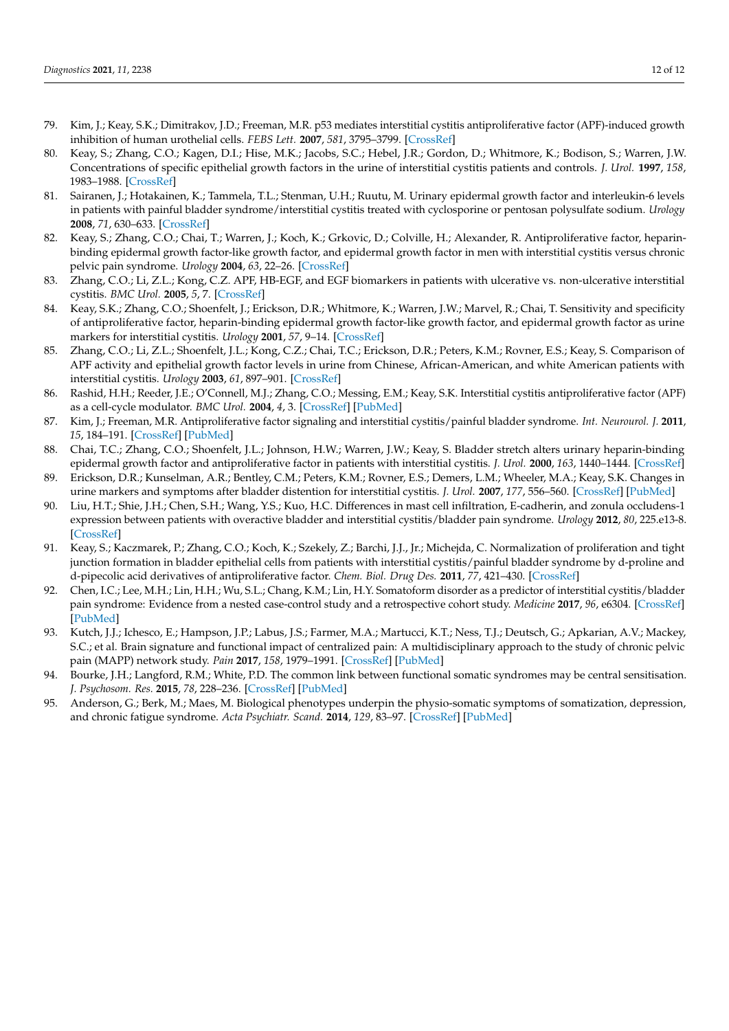79. Kim, J.; Keay, S.K.; Dimitrakov, J.D.; Freeman, M.R. p53 mediates interstitial cystitis antiproliferative factor (APF)-induced growth inhibition of human urothelial cells. *FEBS Lett.* **2007**, *581*, 3795–3799. [CrossRef]
80. Keay, S.; Zhang, C.O.; Kagen, D.I.; Hise, M.K.; Jacobs, S.C.; Hebel, J.R.; Gordon, D.; Whitmore, K.; Bodison, S.; Warren, J.W. Concentrations of specific epithelial growth factors in the urine of interstitial cystitis patients and controls. *J. Urol.* **1997**, *158*, 1983–1988. [CrossRef]
81. Sairanen, J.; Hotakainen, K.; Tammela, T.L.; Stenman, U.H.; Ruutu, M. Urinary epidermal growth factor and interleukin-6 levels in patients with painful bladder syndrome/interstitial cystitis treated with cyclosporine or pentosan polysulfate sodium. *Urology* **2008**, *71*, 630–633. [CrossRef]
82. Keay, S.; Zhang, C.O.; Chai, T.; Warren, J.; Koch, K.; Grkovic, D.; Colville, H.; Alexander, R. Antiproliferative factor, heparin-binding epidermal growth factor-like growth factor, and epidermal growth factor in men with interstitial cystitis versus chronic pelvic pain syndrome. *Urology* **2004**, *63*, 22–26. [CrossRef]
83. Zhang, C.O.; Li, Z.L.; Kong, C.Z. APF, HB-EGF, and EGF biomarkers in patients with ulcerative vs. non-ulcerative interstitial cystitis. *BMC Urol.* **2005**, *5*, 7. [CrossRef]
84. Keay, S.K.; Zhang, C.O.; Shoenfelt, J.; Erickson, D.R.; Whitmore, K.; Warren, J.W.; Marvel, R.; Chai, T. Sensitivity and specificity of antiproliferative factor, heparin-binding epidermal growth factor-like growth factor, and epidermal growth factor as urine markers for interstitial cystitis. *Urology* **2001**, *57*, 9–14. [CrossRef]
85. Zhang, C.O.; Li, Z.L.; Shoenfelt, J.L.; Kong, C.Z.; Chai, T.C.; Erickson, D.R.; Peters, K.M.; Rovner, E.S.; Keay, S. Comparison of APF activity and epithelial growth factor levels in urine from Chinese, African-American, and white American patients with interstitial cystitis. *Urology* **2003**, *61*, 897–901. [CrossRef]
86. Rashid, H.H.; Reeder, J.E.; O'Connell, M.J.; Zhang, C.O.; Messing, E.M.; Keay, S.K. Interstitial cystitis antiproliferative factor (APF) as a cell-cycle modulator. *BMC Urol.* **2004**, *4*, 3. [CrossRef] [PubMed]
87. Kim, J.; Freeman, M.R. Antiproliferative factor signaling and interstitial cystitis/painful bladder syndrome. *Int. Neurourol. J.* **2011**, *15*, 184–191. [CrossRef] [PubMed]
88. Chai, T.C.; Zhang, C.O.; Shoenfelt, J.L.; Johnson, H.W.; Warren, J.W.; Keay, S. Bladder stretch alters urinary heparin-binding epidermal growth factor and antiproliferative factor in patients with interstitial cystitis. *J. Urol.* **2000**, *163*, 1440–1444. [CrossRef]
89. Erickson, D.R.; Kunselman, A.R.; Bentley, C.M.; Peters, K.M.; Rovner, E.S.; Demers, L.M.; Wheeler, M.A.; Keay, S.K. Changes in urine markers and symptoms after bladder distention for interstitial cystitis. *J. Urol.* **2007**, *177*, 556–560. [CrossRef] [PubMed]
90. Liu, H.T.; Shie, J.H.; Chen, S.H.; Wang, Y.S.; Kuo, H.C. Differences in mast cell infiltration, E-cadherin, and zonula occludens-1 expression between patients with overactive bladder and interstitial cystitis/bladder pain syndrome. *Urology* **2012**, *80*, 225.e13-8. [CrossRef]
91. Keay, S.; Kaczmarek, P.; Zhang, C.O.; Koch, K.; Szekely, Z.; Barchi, J.J., Jr.; Michejda, C. Normalization of proliferation and tight junction formation in bladder epithelial cells from patients with interstitial cystitis/painful bladder syndrome by d-proline and d-pipecolic acid derivatives of antiproliferative factor. *Chem. Biol. Drug Des.* **2011**, *77*, 421–430. [CrossRef]
92. Chen, I.C.; Lee, M.H.; Lin, H.H.; Wu, S.L.; Chang, K.M.; Lin, H.Y. Somatoform disorder as a predictor of interstitial cystitis/bladder pain syndrome: Evidence from a nested case-control study and a retrospective cohort study. *Medicine* **2017**, *96*, e6304. [CrossRef] [PubMed]
93. Kutch, J.J.; Ichesco, E.; Hampson, J.P.; Labus, J.S.; Farmer, M.A.; Martucci, K.T.; Ness, T.J.; Deutsch, G.; Apkarian, A.V.; Mackey, S.C.; et al. Brain signature and functional impact of centralized pain: A multidisciplinary approach to the study of chronic pelvic pain (MAPP) network study. *Pain* **2017**, *158*, 1979–1991. [CrossRef] [PubMed]
94. Bourke, J.H.; Langford, R.M.; White, P.D. The common link between functional somatic syndromes may be central sensitisation. *J. Psychosom. Res.* **2015**, *78*, 228–236. [CrossRef] [PubMed]
95. Anderson, G.; Berk, M.; Maes, M. Biological phenotypes underpin the physio-somatic symptoms of somatization, depression, and chronic fatigue syndrome. *Acta Psychiatr. Scand.* **2014**, *129*, 83–97. [CrossRef] [PubMed]